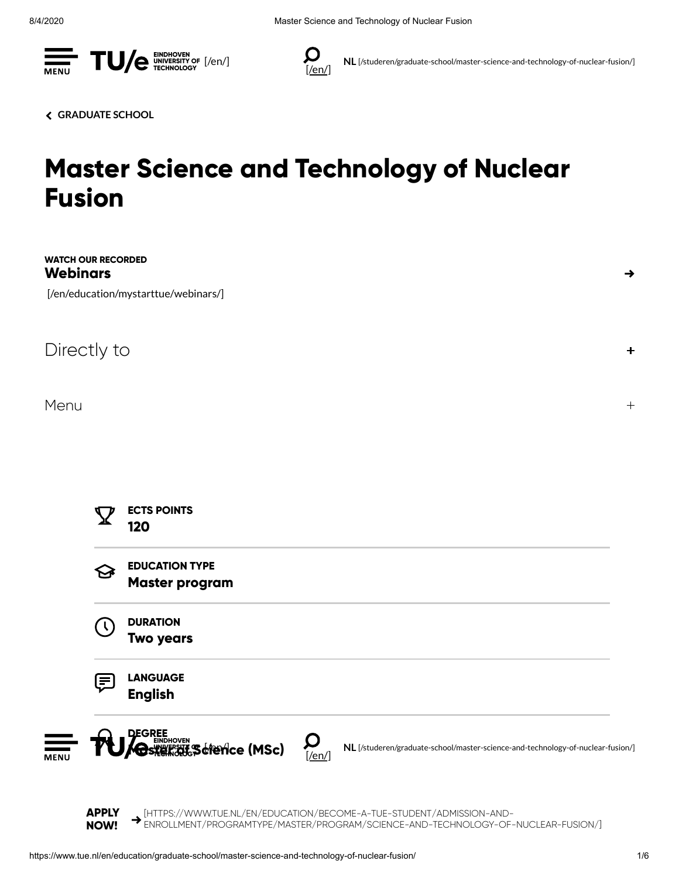MENU **TU/e** EINDHOVEN UNIVERSITY OF TECHNOLOGY [/en/]

[/en/]

**NL** [/studeren/graduate-school/master-science-and-technology-of-nuclear-fusion/]

**GRADUATE SCHOOL**

# Master Science and Technology of Nuclear Fusion

**WATCH OUR RECORDED**
**Webinars**

[/en/education/mystarttue/webinars/]

Directly to +

Menu +

**ECTS POINTS**
**120**

**EDUCATION TYPE**
**Master program**

**DURATION**
**Two years**

**LANGUAGE**
**English**

**DEGREE**
**Master of Science (MSc)**

**APPLY NOW!** [HTTPS://WWW.TUE.NL/EN/EDUCATION/BECOME-A-TUE-STUDENT/ADMISSION-AND-ENROLLMENT/PROGRAMTYPE/MASTER/PROGRAM/SCIENCE-AND-TECHNOLOGY-OF-NUCLEAR-FUSION/]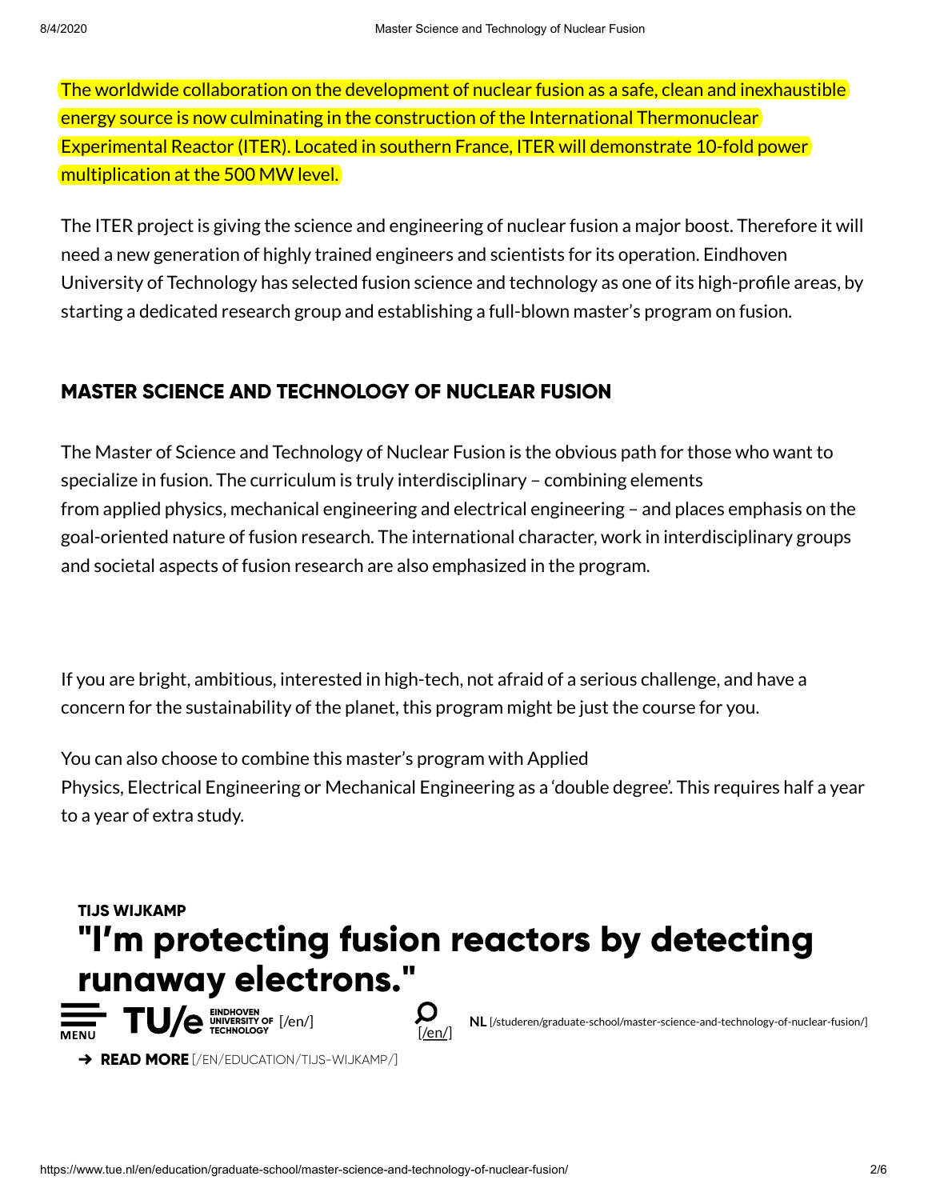The worldwide collaboration on the development of nuclear fusion as a safe, clean and inexhaustible energy source is now culminating in the construction of the International Thermonuclear Experimental Reactor (ITER). Located in southern France, ITER will demonstrate 10-fold power multiplication at the 500 MW level.

The ITER project is giving the science and engineering of nuclear fusion a major boost. Therefore it will need a new generation of highly trained engineers and scientists for its operation. Eindhoven University of Technology has selected fusion science and technology as one of its high-profile areas, by starting a dedicated research group and establishing a full-blown master's program on fusion.

## MASTER SCIENCE AND TECHNOLOGY OF NUCLEAR FUSION

The Master of Science and Technology of Nuclear Fusion is the obvious path for those who want to specialize in fusion. The curriculum is truly interdisciplinary – combining elements from applied physics, mechanical engineering and electrical engineering – and places emphasis on the goal-oriented nature of fusion research. The international character, work in interdisciplinary groups and societal aspects of fusion research are also emphasized in the program.

If you are bright, ambitious, interested in high-tech, not afraid of a serious challenge, and have a concern for the sustainability of the planet, this program might be just the course for you.

You can also choose to combine this master's program with Applied Physics, Electrical Engineering or Mechanical Engineering as a 'double degree'. This requires half a year to a year of extra study.

**TIJS WIJKAMP**

## "I'm protecting fusion reactors by detecting runaway electrons."

MENU **TU/e** EINDHOVEN UNIVERSITY OF TECHNOLOGY [/en/] [/en/] **NL** [/studeren/graduate-school/master-science-and-technology-of-nuclear-fusion/]

→ **READ MORE** [/EN/EDUCATION/TIJS-WIJKAMP/]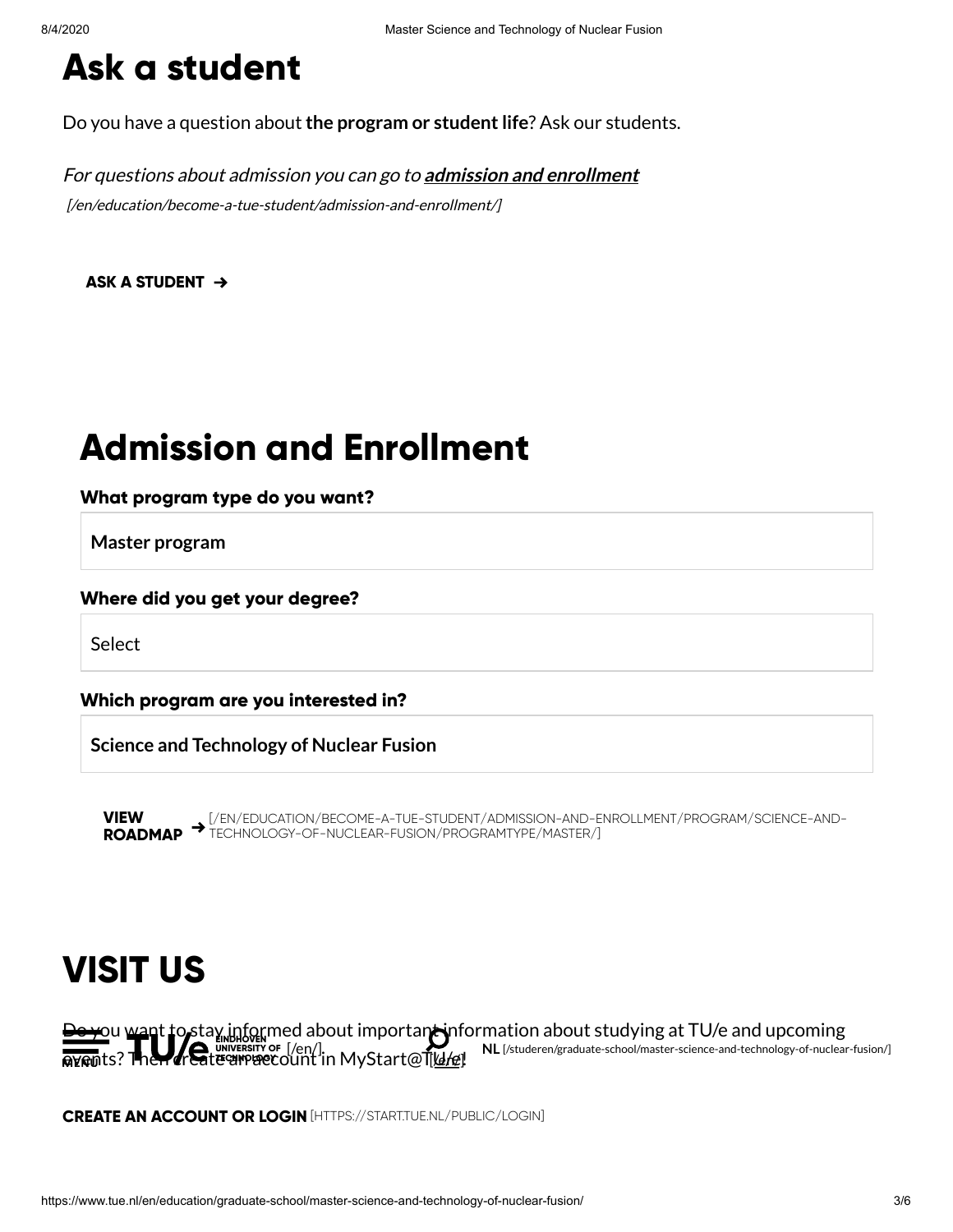# Ask a student

Do you have a question about **the program or student life**? Ask our students.

*For questions about admission you can go to **admission and enrollment** [/en/education/become-a-tue-student/admission-and-enrollment/]*

**ASK A STUDENT →**

# Admission and Enrollment

**What program type do you want?**

Master program

**Where did you get your degree?**

Select

**Which program are you interested in?**

Science and Technology of Nuclear Fusion

**VIEW ROADMAP →** [/EN/EDUCATION/BECOME-A-TUE-STUDENT/ADMISSION-AND-ENROLLMENT/PROGRAM/SCIENCE-AND-TECHNOLOGY-OF-NUCLEAR-FUSION/PROGRAMTYPE/MASTER/]

# VISIT US

Do you want to stay informed about important information about studying at TU/e and upcoming events? Then create an account in MyStart@TU/e!

**CREATE AN ACCOUNT OR LOGIN** [HTTPS://START.TUE.NL/PUBLIC/LOGIN]

MENU TU/e EINDHOVEN UNIVERSITY OF TECHNOLOGY [/en/] **NL** [/studeren/graduate-school/master-science-and-technology-of-nuclear-fusion/]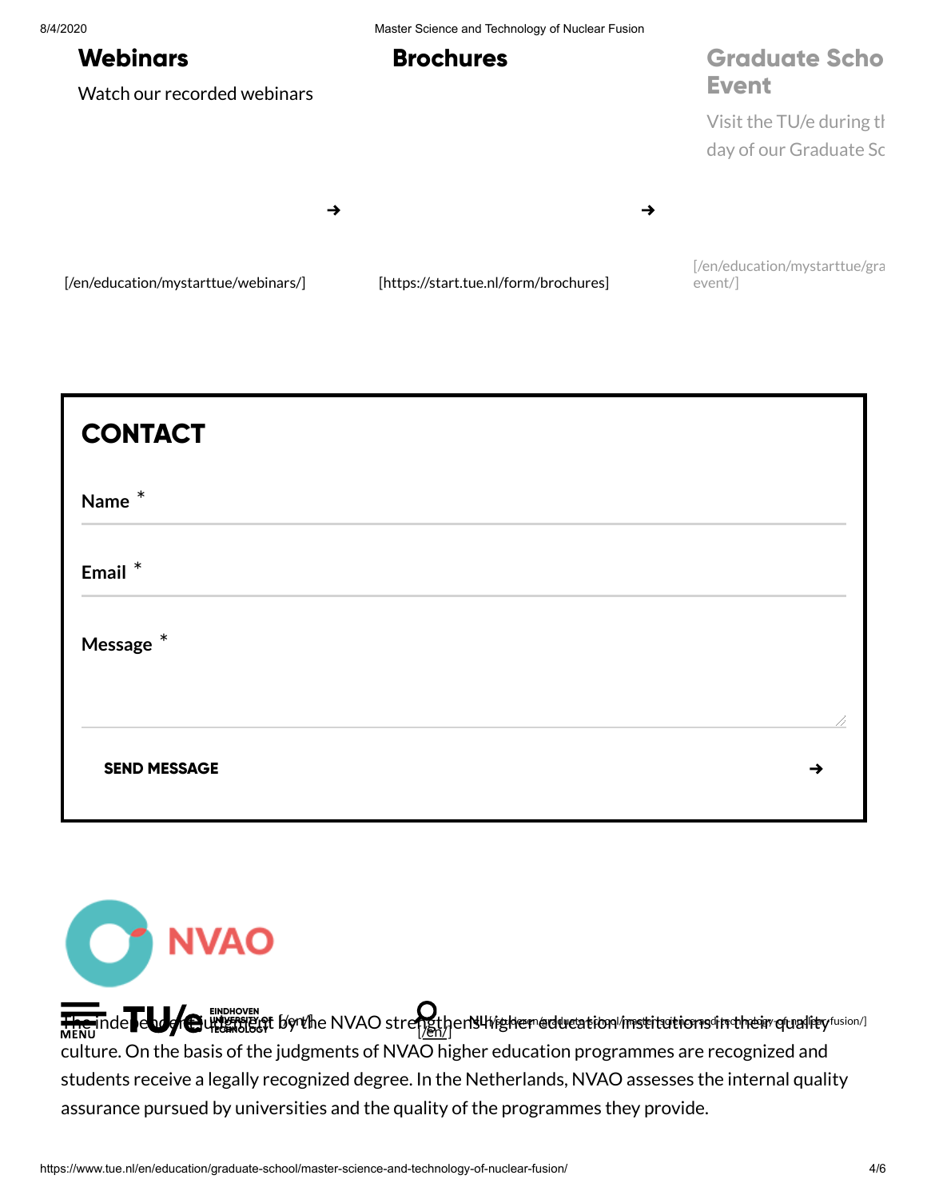## Webinars

Watch our recorded webinars

➔

[/en/education/mystarttue/webinars/]

## Brochures

➔

[https://start.tue.nl/form/brochures]

## Graduate School Event

Visit the TU/e during the day of our Graduate School

[/en/education/mystarttue/graduate-school-event/]

## CONTACT

Name *

Email *

Message *

**SEND MESSAGE** ➔

NVAO

The independent judgment by the NVAO strengthens higher education institutions in their quality culture. On the basis of the judgments of NVAO higher education programmes are recognized and students receive a legally recognized degree. In the Netherlands, NVAO assesses the internal quality assurance pursued by universities and the quality of the programmes they provide.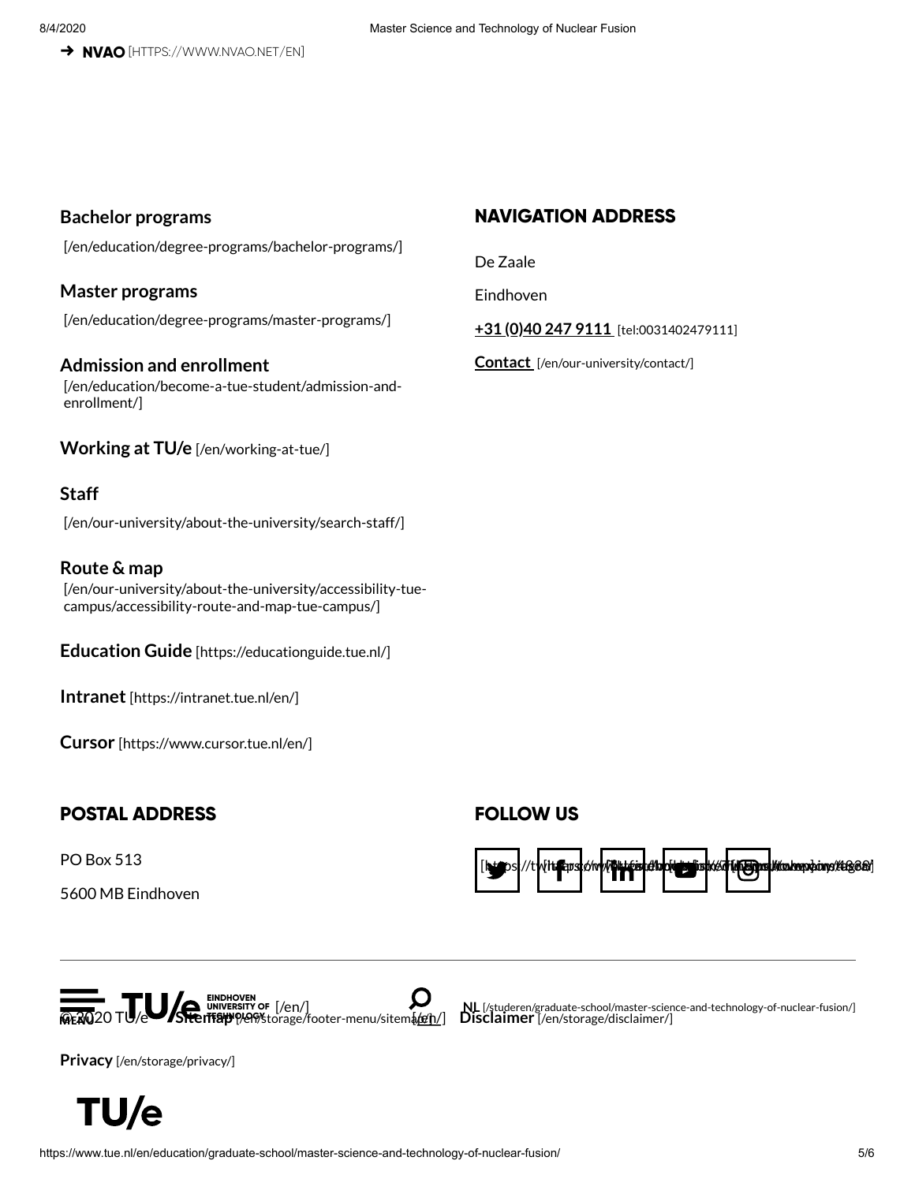➜ **NVAO** [HTTPS://WWW.NVAO.NET/EN]

**Bachelor programs**

[/en/education/degree-programs/bachelor-programs/]

**Master programs**

[/en/education/degree-programs/master-programs/]

**Admission and enrollment**

[/en/education/become-a-tue-student/admission-and-enrollment/]

**Working at TU/e** [/en/working-at-tue/]

**Staff**

[/en/our-university/about-the-university/search-staff/]

**Route & map**

[/en/our-university/about-the-university/accessibility-tue-campus/accessibility-route-and-map-tue-campus/]

**Education Guide** [https://educationguide.tue.nl/]

**Intranet** [https://intranet.tue.nl/en/]

**Cursor** [https://www.cursor.tue.nl/en/]

## NAVIGATION ADDRESS

De Zaale

Eindhoven

**+31 (0)40 247 9111** [tel:0031402479111]

**Contact** [/en/our-university/contact/]

## POSTAL ADDRESS

PO Box 513

5600 MB Eindhoven

## FOLLOW US

© 2020 TU/e **Sitemap** [/en/storage/footer-menu/sitemap/] **Disclaimer** [/en/storage/disclaimer/]

**Privacy** [/en/storage/privacy/]

MENU TU/e EINDHOVEN UNIVERSITY OF TECHNOLOGY [/en/] [/en/] **NL** [/studeren/graduate-school/master-science-and-technology-of-nuclear-fusion/]

TU/e